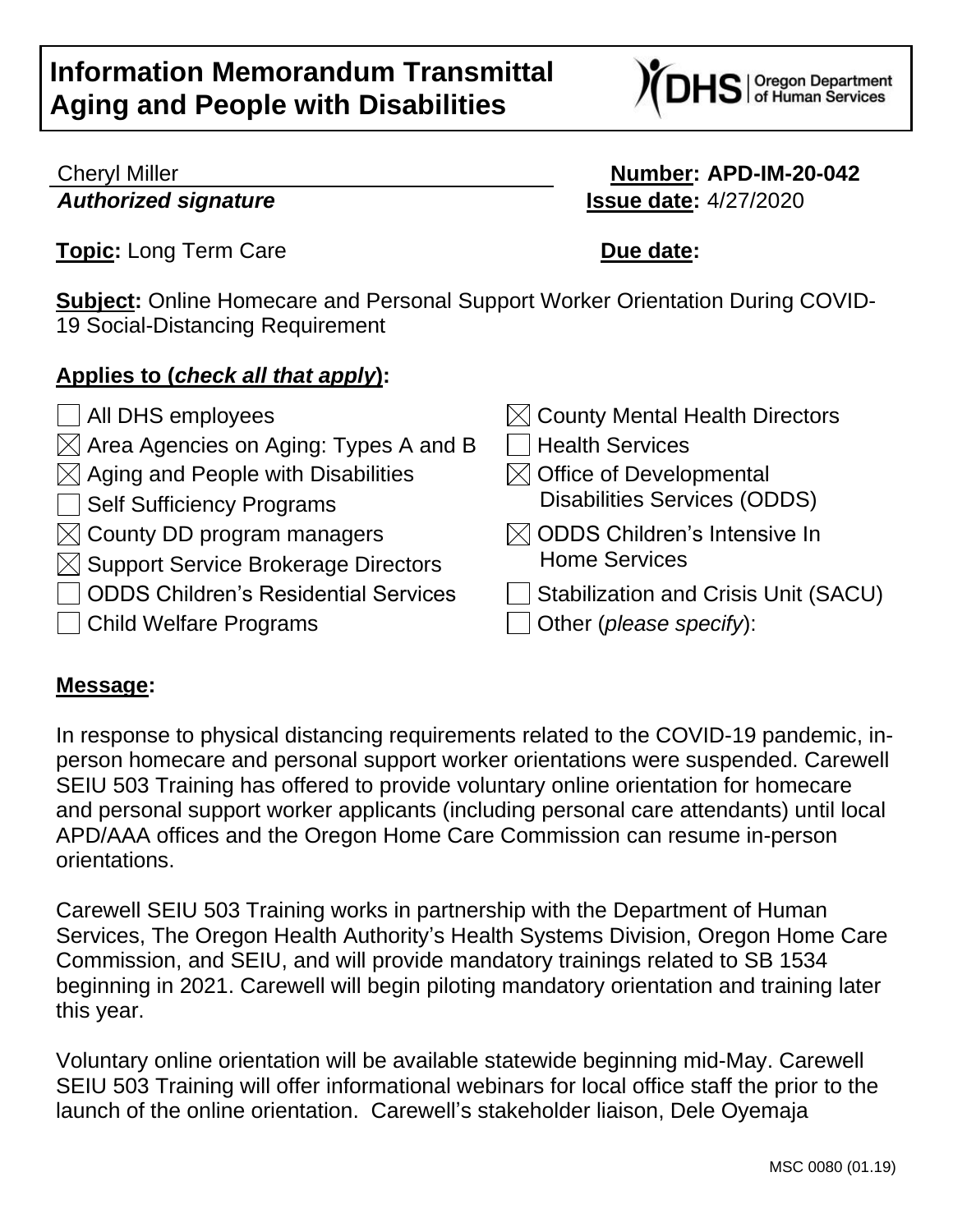# Information Memorandum Transmittal
# Aging and People with Disabilities

Cheryl Miller
***Authorized signature***

**Number: APD-IM-20-042**
**Issue date:** 4/27/2020

**Topic:** Long Term Care

**Due date:**

**Subject:** Online Homecare and Personal Support Worker Orientation During COVID-19 Social-Distancing Requirement

**Applies to (*check all that apply*):**

- ☐ All DHS employees
- ☒ Area Agencies on Aging: Types A and B
- ☒ Aging and People with Disabilities
- ☐ Self Sufficiency Programs
- ☒ County DD program managers
- ☒ Support Service Brokerage Directors
- ☐ ODDS Children's Residential Services
- ☐ Child Welfare Programs
- ☒ County Mental Health Directors
- ☐ Health Services
- ☒ Office of Developmental Disabilities Services (ODDS)
- ☒ ODDS Children's Intensive In Home Services
- ☐ Stabilization and Crisis Unit (SACU)
- ☐ Other (*please specify*):

**Message:**

In response to physical distancing requirements related to the COVID-19 pandemic, in-person homecare and personal support worker orientations were suspended. Carewell SEIU 503 Training has offered to provide voluntary online orientation for homecare and personal support worker applicants (including personal care attendants) until local APD/AAA offices and the Oregon Home Care Commission can resume in-person orientations.

Carewell SEIU 503 Training works in partnership with the Department of Human Services, The Oregon Health Authority's Health Systems Division, Oregon Home Care Commission, and SEIU, and will provide mandatory trainings related to SB 1534 beginning in 2021. Carewell will begin piloting mandatory orientation and training later this year.

Voluntary online orientation will be available statewide beginning mid-May. Carewell SEIU 503 Training will offer informational webinars for local office staff the prior to the launch of the online orientation. Carewell's stakeholder liaison, Dele Oyemaja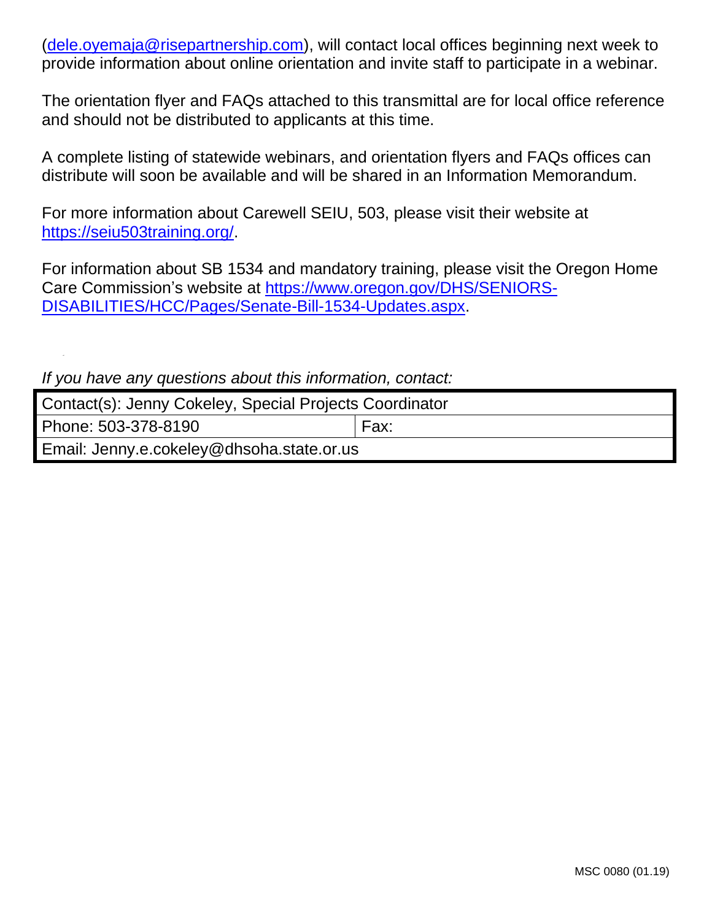(dele.oyemaja@risepartnership.com), will contact local offices beginning next week to provide information about online orientation and invite staff to participate in a webinar.

The orientation flyer and FAQs attached to this transmittal are for local office reference and should not be distributed to applicants at this time.

A complete listing of statewide webinars, and orientation flyers and FAQs offices can distribute will soon be available and will be shared in an Information Memorandum.

For more information about Carewell SEIU, 503, please visit their website at https://seiu503training.org/.

For information about SB 1534 and mandatory training, please visit the Oregon Home Care Commission's website at https://www.oregon.gov/DHS/SENIORS-DISABILITIES/HCC/Pages/Senate-Bill-1534-Updates.aspx.

*If you have any questions about this information, contact:*

| Contact(s): Jenny Cokeley, Special Projects Coordinator | |
|---|---|
| Phone: 503-378-8190 | Fax: |
| Email: Jenny.e.cokeley@dhsoha.state.or.us | |

MSC 0080 (01.19)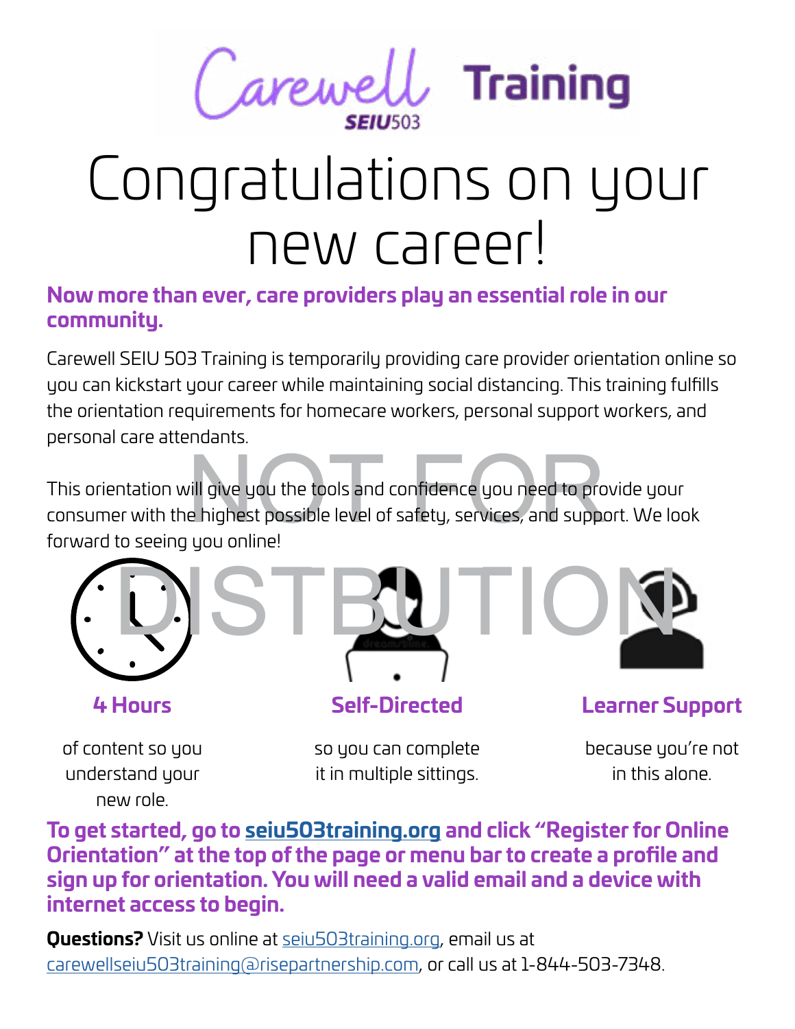Carewell SEIU503 **Training**

# Congratulations on your new career!

**Now more than ever, care providers play an essential role in our community.**

Carewell SEIU 503 Training is temporarily providing care provider orientation online so you can kickstart your career while maintaining social distancing. This training fulfills the orientation requirements for homecare workers, personal support workers, and personal care attendants.

This orientation will give you the tools and confidence you need to provide your consumer with the highest possible level of safety, services, and support. We look forward to seeing you online!

NOT FOR DISTBUTION

**4 Hours**

of content so you understand your new role.

**Self-Directed**

so you can complete it in multiple sittings.

**Learner Support**

because you're not in this alone.

**To get started, go to seiu503training.org and click "Register for Online Orientation" at the top of the page or menu bar to create a profile and sign up for orientation. You will need a valid email and a device with internet access to begin.**

**Questions?** Visit us online at seiu503training.org, email us at carewellseiu503training@risepartnership.com, or call us at 1-844-503-7348.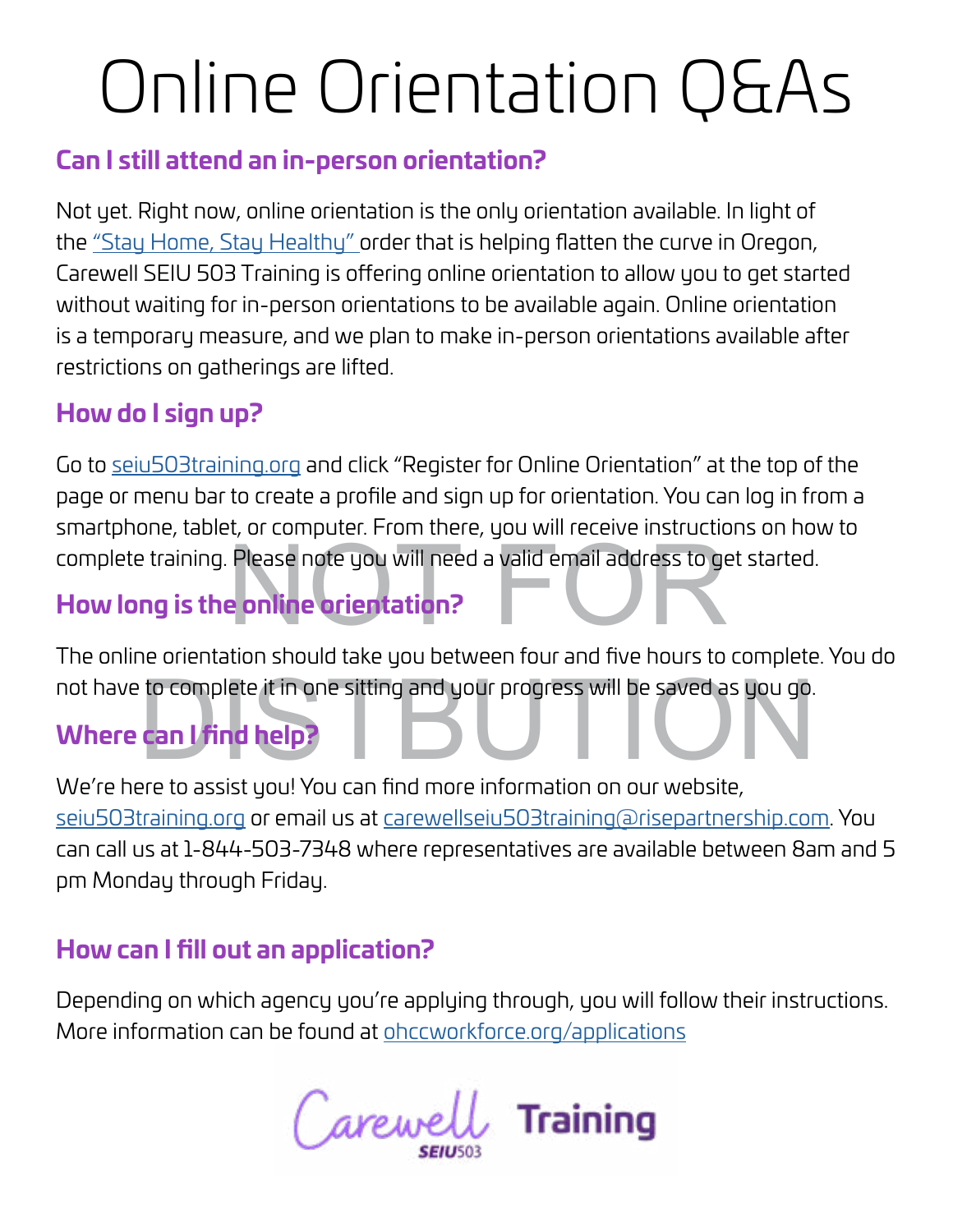# Online Orientation Q&As

## Can I still attend an in-person orientation?

Not yet. Right now, online orientation is the only orientation available. In light of the "Stay Home, Stay Healthy" order that is helping flatten the curve in Oregon, Carewell SEIU 503 Training is offering online orientation to allow you to get started without waiting for in-person orientations to be available again. Online orientation is a temporary measure, and we plan to make in-person orientations available after restrictions on gatherings are lifted.

## How do I sign up?

Go to seiu503training.org and click "Register for Online Orientation" at the top of the page or menu bar to create a profile and sign up for orientation. You can log in from a smartphone, tablet, or computer. From there, you will receive instructions on how to complete training. Please note you will need a valid email address to get started.

## How long is the online orientation?

The online orientation should take you between four and five hours to complete. You do not have to complete it in one sitting and your progress will be saved as you go.

## Where can I find help?

We're here to assist you! You can find more information on our website, seiu503training.org or email us at carewellseiu503training@risepartnership.com. You can call us at 1-844-503-7348 where representatives are available between 8am and 5 pm Monday through Friday.

## How can I fill out an application?

Depending on which agency you're applying through, you will follow their instructions. More information can be found at ohccworkforce.org/applications

NOT FOR DISTBUTION

Carewell SEIU503 Training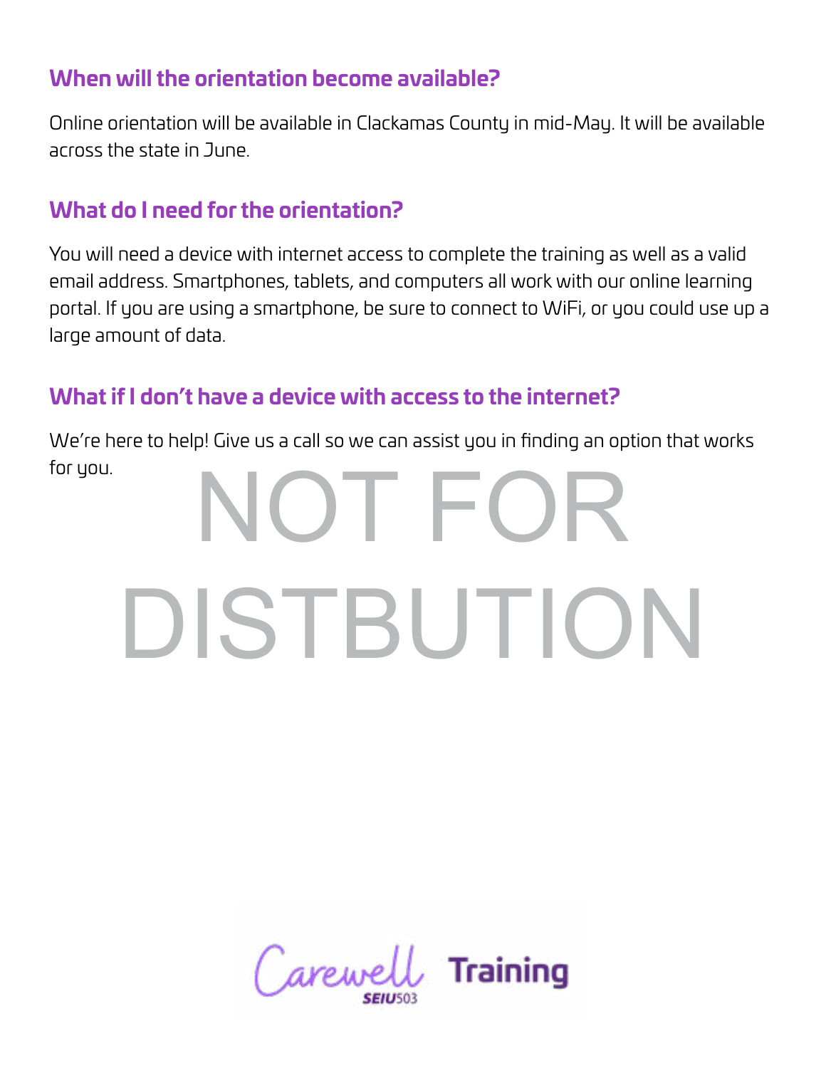### When will the orientation become available?

Online orientation will be available in Clackamas County in mid-May. It will be available across the state in June.

### What do I need for the orientation?

You will need a device with internet access to complete the training as well as a valid email address. Smartphones, tablets, and computers all work with our online learning portal. If you are using a smartphone, be sure to connect to WiFi, or you could use up a large amount of data.

### What if I don't have a device with access to the internet?

We're here to help! Give us a call so we can assist you in finding an option that works for you.

NOT FOR DISTBUTION

Carewell SEIU503 Training